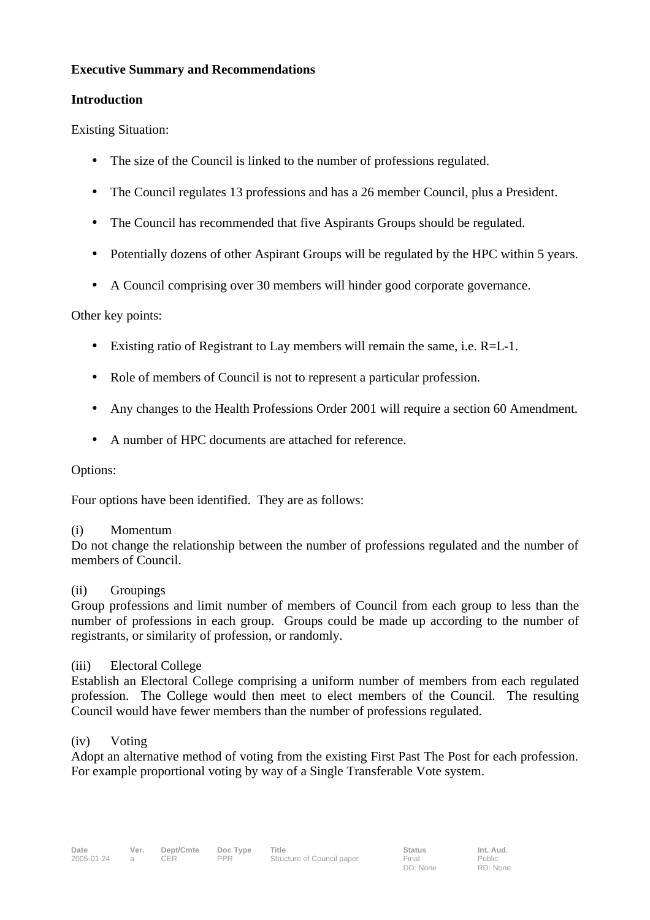**Executive Summary and Recommendations**

**Introduction**

Existing Situation:

- The size of the Council is linked to the number of professions regulated.
- The Council regulates 13 professions and has a 26 member Council, plus a President.
- The Council has recommended that five Aspirants Groups should be regulated.
- Potentially dozens of other Aspirant Groups will be regulated by the HPC within 5 years.
- A Council comprising over 30 members will hinder good corporate governance.

Other key points:

- Existing ratio of Registrant to Lay members will remain the same, i.e. R=L-1.
- Role of members of Council is not to represent a particular profession.
- Any changes to the Health Professions Order 2001 will require a section 60 Amendment.
- A number of HPC documents are attached for reference.

Options:

Four options have been identified. They are as follows:

(i) Momentum
Do not change the relationship between the number of professions regulated and the number of members of Council.

(ii) Groupings
Group professions and limit number of members of Council from each group to less than the number of professions in each group. Groups could be made up according to the number of registrants, or similarity of profession, or randomly.

(iii) Electoral College
Establish an Electoral College comprising a uniform number of members from each regulated profession. The College would then meet to elect members of the Council. The resulting Council would have fewer members than the number of professions regulated.

(iv) Voting
Adopt an alternative method of voting from the existing First Past The Post for each profession. For example proportional voting by way of a Single Transferable Vote system.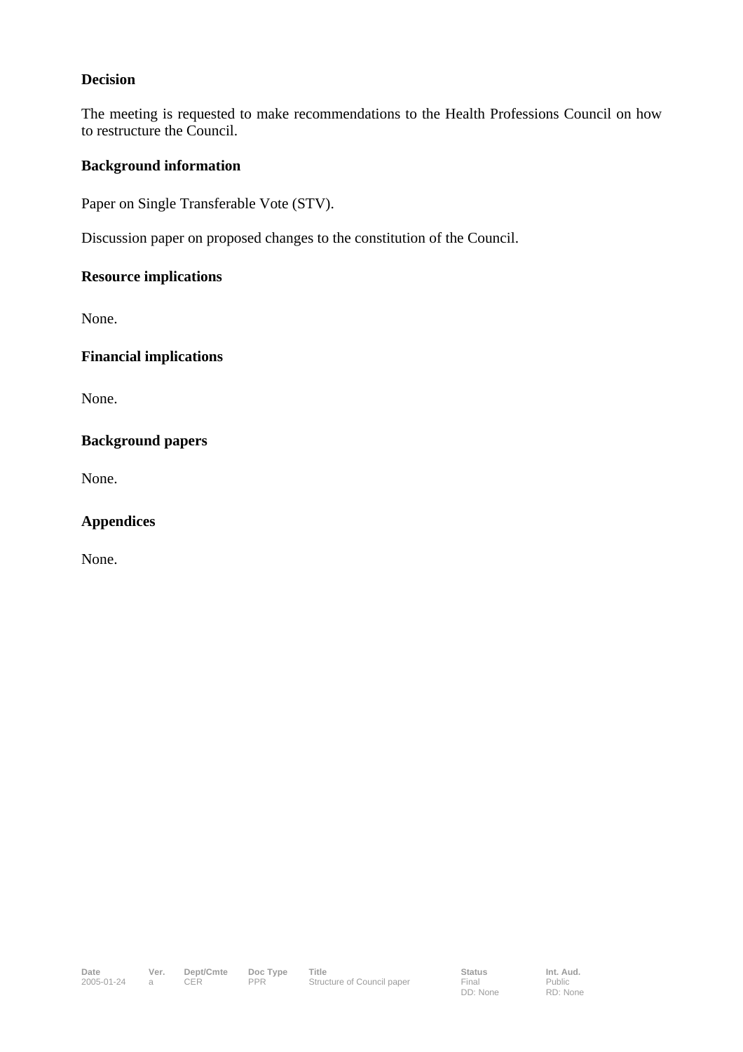**Decision**

The meeting is requested to make recommendations to the Health Professions Council on how to restructure the Council.

**Background information**

Paper on Single Transferable Vote (STV).

Discussion paper on proposed changes to the constitution of the Council.

**Resource implications**

None.

**Financial implications**

None.

**Background papers**

None.

**Appendices**

None.